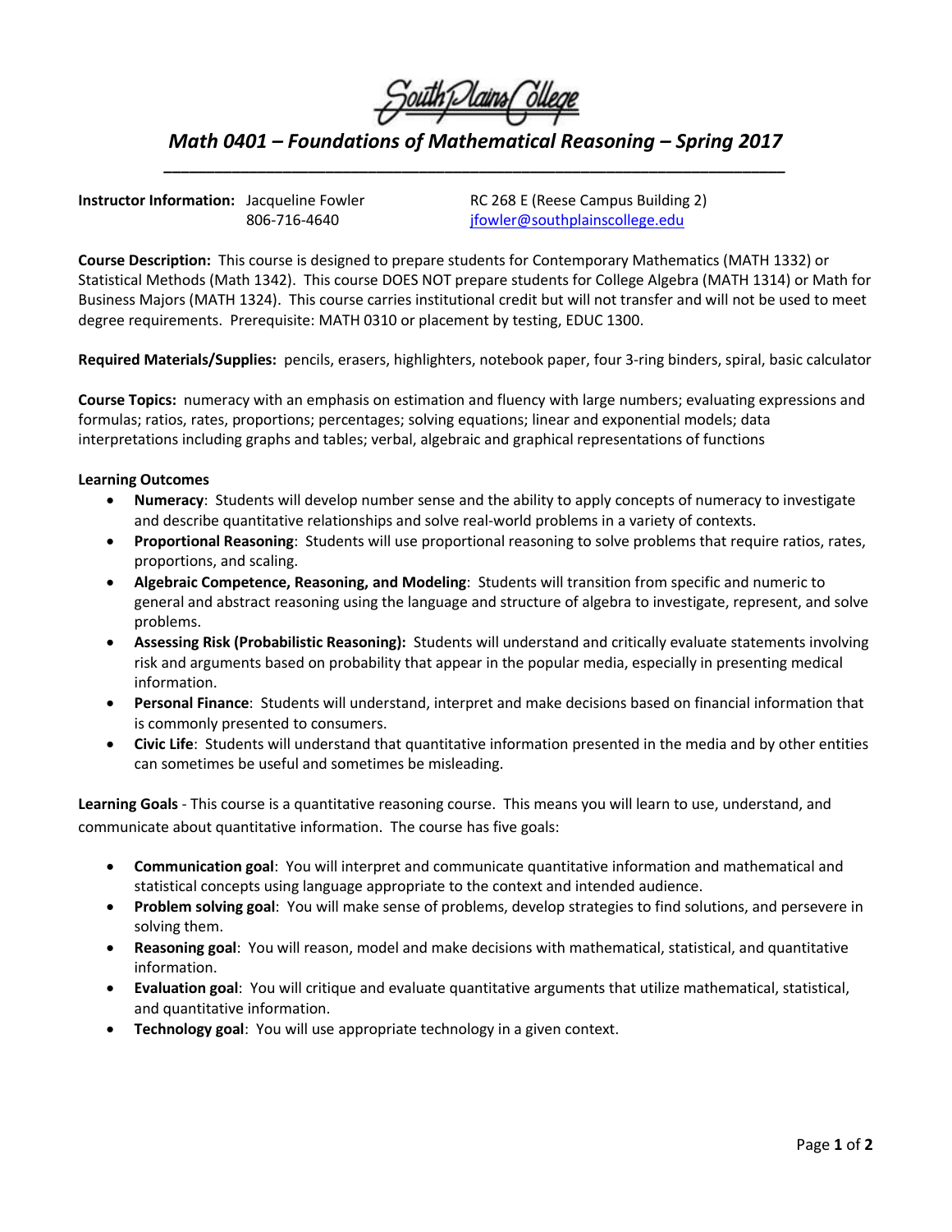South Plains College

# *Math 0401 – Foundations of Mathematical Reasoning – Spring 2017*

**Instructor Information:** Jacqueline Fowler
806-716-4640
RC 268 E (Reese Campus Building 2)
jfowler@southplainscollege.edu

**Course Description:** This course is designed to prepare students for Contemporary Mathematics (MATH 1332) or Statistical Methods (Math 1342). This course DOES NOT prepare students for College Algebra (MATH 1314) or Math for Business Majors (MATH 1324). This course carries institutional credit but will not transfer and will not be used to meet degree requirements. Prerequisite: MATH 0310 or placement by testing, EDUC 1300.

**Required Materials/Supplies:** pencils, erasers, highlighters, notebook paper, four 3-ring binders, spiral, basic calculator

**Course Topics:** numeracy with an emphasis on estimation and fluency with large numbers; evaluating expressions and formulas; ratios, rates, proportions; percentages; solving equations; linear and exponential models; data interpretations including graphs and tables; verbal, algebraic and graphical representations of functions

**Learning Outcomes**

- **Numeracy**: Students will develop number sense and the ability to apply concepts of numeracy to investigate and describe quantitative relationships and solve real-world problems in a variety of contexts.
- **Proportional Reasoning**: Students will use proportional reasoning to solve problems that require ratios, rates, proportions, and scaling.
- **Algebraic Competence, Reasoning, and Modeling**: Students will transition from specific and numeric to general and abstract reasoning using the language and structure of algebra to investigate, represent, and solve problems.
- **Assessing Risk (Probabilistic Reasoning):** Students will understand and critically evaluate statements involving risk and arguments based on probability that appear in the popular media, especially in presenting medical information.
- **Personal Finance**: Students will understand, interpret and make decisions based on financial information that is commonly presented to consumers.
- **Civic Life**: Students will understand that quantitative information presented in the media and by other entities can sometimes be useful and sometimes be misleading.

**Learning Goals** - This course is a quantitative reasoning course. This means you will learn to use, understand, and communicate about quantitative information. The course has five goals:

- **Communication goal**: You will interpret and communicate quantitative information and mathematical and statistical concepts using language appropriate to the context and intended audience.
- **Problem solving goal**: You will make sense of problems, develop strategies to find solutions, and persevere in solving them.
- **Reasoning goal**: You will reason, model and make decisions with mathematical, statistical, and quantitative information.
- **Evaluation goal**: You will critique and evaluate quantitative arguments that utilize mathematical, statistical, and quantitative information.
- **Technology goal**: You will use appropriate technology in a given context.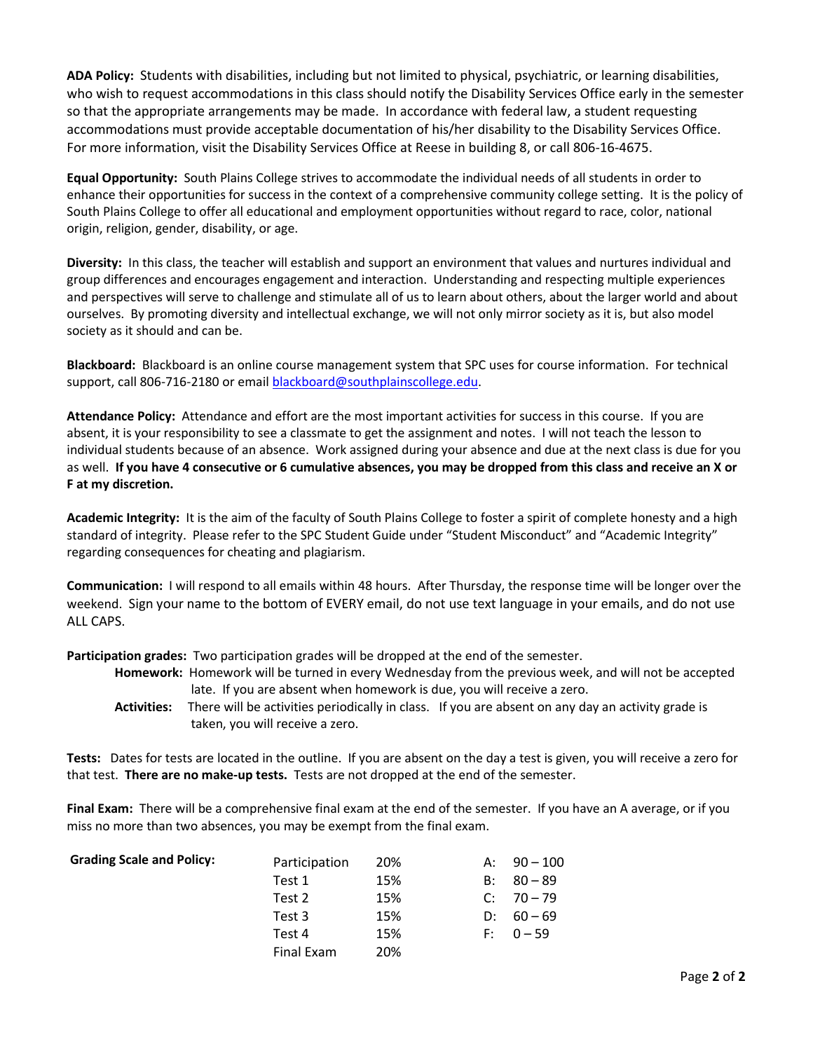**ADA Policy:** Students with disabilities, including but not limited to physical, psychiatric, or learning disabilities, who wish to request accommodations in this class should notify the Disability Services Office early in the semester so that the appropriate arrangements may be made. In accordance with federal law, a student requesting accommodations must provide acceptable documentation of his/her disability to the Disability Services Office. For more information, visit the Disability Services Office at Reese in building 8, or call 806-16-4675.

**Equal Opportunity:** South Plains College strives to accommodate the individual needs of all students in order to enhance their opportunities for success in the context of a comprehensive community college setting. It is the policy of South Plains College to offer all educational and employment opportunities without regard to race, color, national origin, religion, gender, disability, or age.

**Diversity:** In this class, the teacher will establish and support an environment that values and nurtures individual and group differences and encourages engagement and interaction. Understanding and respecting multiple experiences and perspectives will serve to challenge and stimulate all of us to learn about others, about the larger world and about ourselves. By promoting diversity and intellectual exchange, we will not only mirror society as it is, but also model society as it should and can be.

**Blackboard:** Blackboard is an online course management system that SPC uses for course information. For technical support, call 806-716-2180 or email blackboard@southplainscollege.edu.

**Attendance Policy:** Attendance and effort are the most important activities for success in this course. If you are absent, it is your responsibility to see a classmate to get the assignment and notes. I will not teach the lesson to individual students because of an absence. Work assigned during your absence and due at the next class is due for you as well. **If you have 4 consecutive or 6 cumulative absences, you may be dropped from this class and receive an X or F at my discretion.**

**Academic Integrity:** It is the aim of the faculty of South Plains College to foster a spirit of complete honesty and a high standard of integrity. Please refer to the SPC Student Guide under "Student Misconduct" and "Academic Integrity" regarding consequences for cheating and plagiarism.

**Communication:** I will respond to all emails within 48 hours. After Thursday, the response time will be longer over the weekend. Sign your name to the bottom of EVERY email, do not use text language in your emails, and do not use ALL CAPS.

**Participation grades:** Two participation grades will be dropped at the end of the semester.

- **Homework:** Homework will be turned in every Wednesday from the previous week, and will not be accepted late. If you are absent when homework is due, you will receive a zero.
- **Activities:** There will be activities periodically in class. If you are absent on any day an activity grade is taken, you will receive a zero.

**Tests:** Dates for tests are located in the outline. If you are absent on the day a test is given, you will receive a zero for that test. **There are no make-up tests.** Tests are not dropped at the end of the semester.

**Final Exam:** There will be a comprehensive final exam at the end of the semester. If you have an A average, or if you miss no more than two absences, you may be exempt from the final exam.

**Grading Scale and Policy:**

| | | | |
|---|---|---|---|
| Participation | 20% | A: | 90 – 100 |
| Test 1 | 15% | B: | 80 – 89 |
| Test 2 | 15% | C: | 70 – 79 |
| Test 3 | 15% | D: | 60 – 69 |
| Test 4 | 15% | F: | 0 – 59 |
| Final Exam | 20% | | |